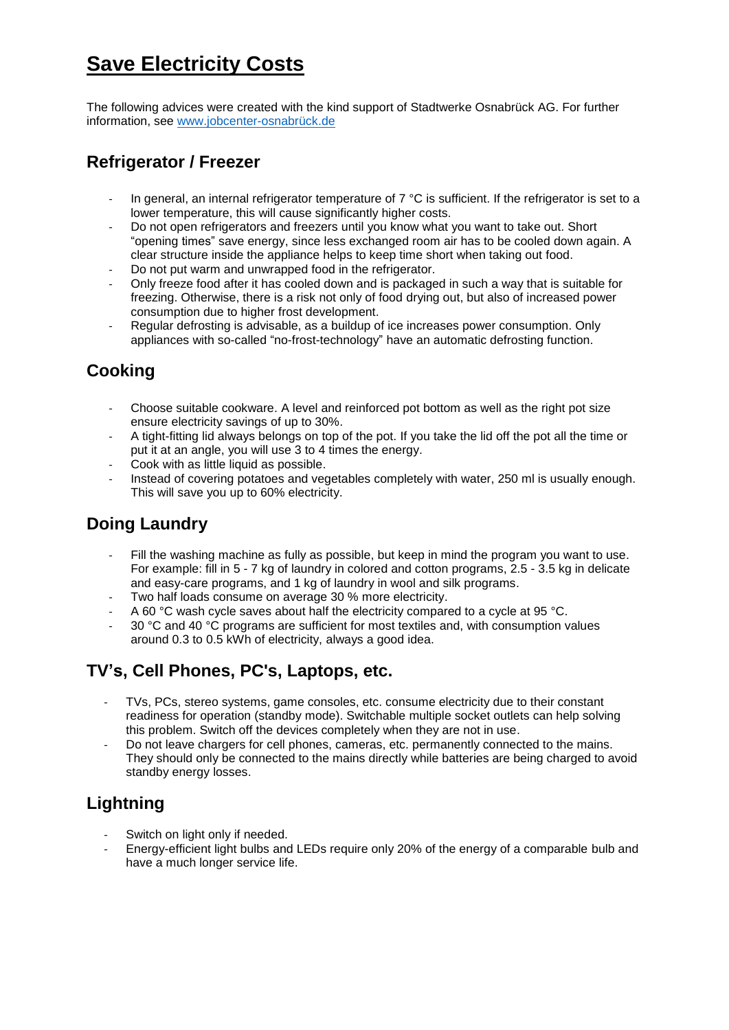# Save Electricity Costs

The following advices were created with the kind support of Stadtwerke Osnabrück AG. For further information, see [www.jobcenter-osnabrück.de](www.jobcenter-osnabrück.de)

## Refrigerator / Freezer

- In general, an internal refrigerator temperature of 7 °C is sufficient. If the refrigerator is set to a lower temperature, this will cause significantly higher costs.
- Do not open refrigerators and freezers until you know what you want to take out. Short "opening times" save energy, since less exchanged room air has to be cooled down again. A clear structure inside the appliance helps to keep time short when taking out food.
- Do not put warm and unwrapped food in the refrigerator.
- Only freeze food after it has cooled down and is packaged in such a way that is suitable for freezing. Otherwise, there is a risk not only of food drying out, but also of increased power consumption due to higher frost development.
- Regular defrosting is advisable, as a buildup of ice increases power consumption. Only appliances with so-called "no-frost-technology" have an automatic defrosting function.

## Cooking

- Choose suitable cookware. A level and reinforced pot bottom as well as the right pot size ensure electricity savings of up to 30%.
- A tight-fitting lid always belongs on top of the pot. If you take the lid off the pot all the time or put it at an angle, you will use 3 to 4 times the energy.
- Cook with as little liquid as possible.
- Instead of covering potatoes and vegetables completely with water, 250 ml is usually enough. This will save you up to 60% electricity.

## Doing Laundry

- Fill the washing machine as fully as possible, but keep in mind the program you want to use. For example: fill in 5 - 7 kg of laundry in colored and cotton programs, 2.5 - 3.5 kg in delicate and easy-care programs, and 1 kg of laundry in wool and silk programs.
- Two half loads consume on average 30 % more electricity.
- A 60 °C wash cycle saves about half the electricity compared to a cycle at 95 °C.
- 30 °C and 40 °C programs are sufficient for most textiles and, with consumption values around 0.3 to 0.5 kWh of electricity, always a good idea.

## TV's, Cell Phones, PC's, Laptops, etc.

- TVs, PCs, stereo systems, game consoles, etc. consume electricity due to their constant readiness for operation (standby mode). Switchable multiple socket outlets can help solving this problem. Switch off the devices completely when they are not in use.
- Do not leave chargers for cell phones, cameras, etc. permanently connected to the mains. They should only be connected to the mains directly while batteries are being charged to avoid standby energy losses.

## Lightning

- Switch on light only if needed.
- Energy-efficient light bulbs and LEDs require only 20% of the energy of a comparable bulb and have a much longer service life.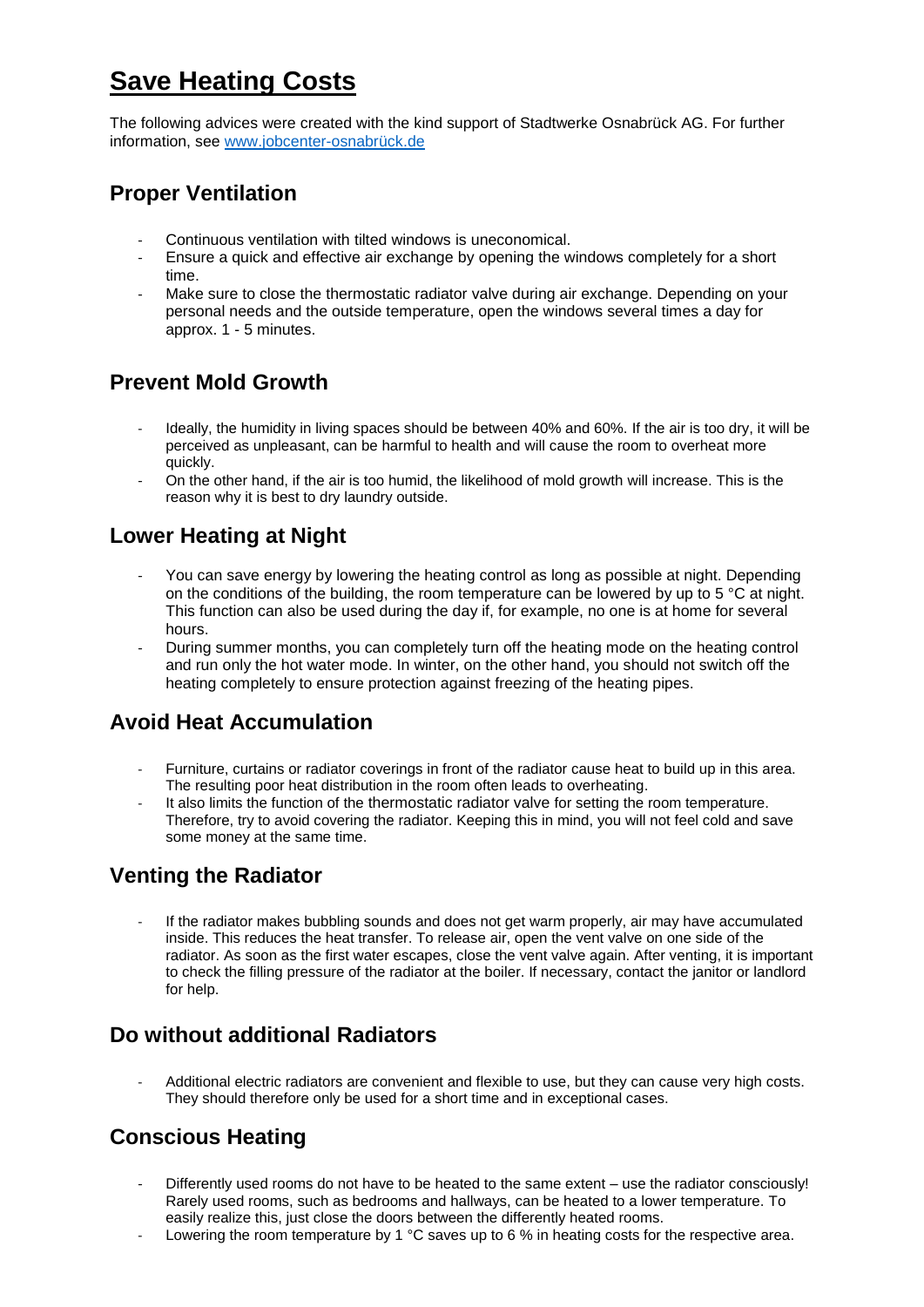# Save Heating Costs

The following advices were created with the kind support of Stadtwerke Osnabrück AG. For further information, see [www.jobcenter-osnabrück.de](www.jobcenter-osnabrück.de)

## Proper Ventilation

- Continuous ventilation with tilted windows is uneconomical.
- Ensure a quick and effective air exchange by opening the windows completely for a short time.
- Make sure to close the thermostatic radiator valve during air exchange. Depending on your personal needs and the outside temperature, open the windows several times a day for approx. 1 - 5 minutes.

## Prevent Mold Growth

- Ideally, the humidity in living spaces should be between 40% and 60%. If the air is too dry, it will be perceived as unpleasant, can be harmful to health and will cause the room to overheat more quickly.
- On the other hand, if the air is too humid, the likelihood of mold growth will increase. This is the reason why it is best to dry laundry outside.

## Lower Heating at Night

- You can save energy by lowering the heating control as long as possible at night. Depending on the conditions of the building, the room temperature can be lowered by up to 5 °C at night. This function can also be used during the day if, for example, no one is at home for several hours.
- During summer months, you can completely turn off the heating mode on the heating control and run only the hot water mode. In winter, on the other hand, you should not switch off the heating completely to ensure protection against freezing of the heating pipes.

## Avoid Heat Accumulation

- Furniture, curtains or radiator coverings in front of the radiator cause heat to build up in this area. The resulting poor heat distribution in the room often leads to overheating.
- It also limits the function of the thermostatic radiator valve for setting the room temperature. Therefore, try to avoid covering the radiator. Keeping this in mind, you will not feel cold and save some money at the same time.

## Venting the Radiator

- If the radiator makes bubbling sounds and does not get warm properly, air may have accumulated inside. This reduces the heat transfer. To release air, open the vent valve on one side of the radiator. As soon as the first water escapes, close the vent valve again. After venting, it is important to check the filling pressure of the radiator at the boiler. If necessary, contact the janitor or landlord for help.

## Do without additional Radiators

- Additional electric radiators are convenient and flexible to use, but they can cause very high costs. They should therefore only be used for a short time and in exceptional cases.

## Conscious Heating

- Differently used rooms do not have to be heated to the same extent – use the radiator consciously! Rarely used rooms, such as bedrooms and hallways, can be heated to a lower temperature. To easily realize this, just close the doors between the differently heated rooms.
- Lowering the room temperature by 1 °C saves up to 6 % in heating costs for the respective area.